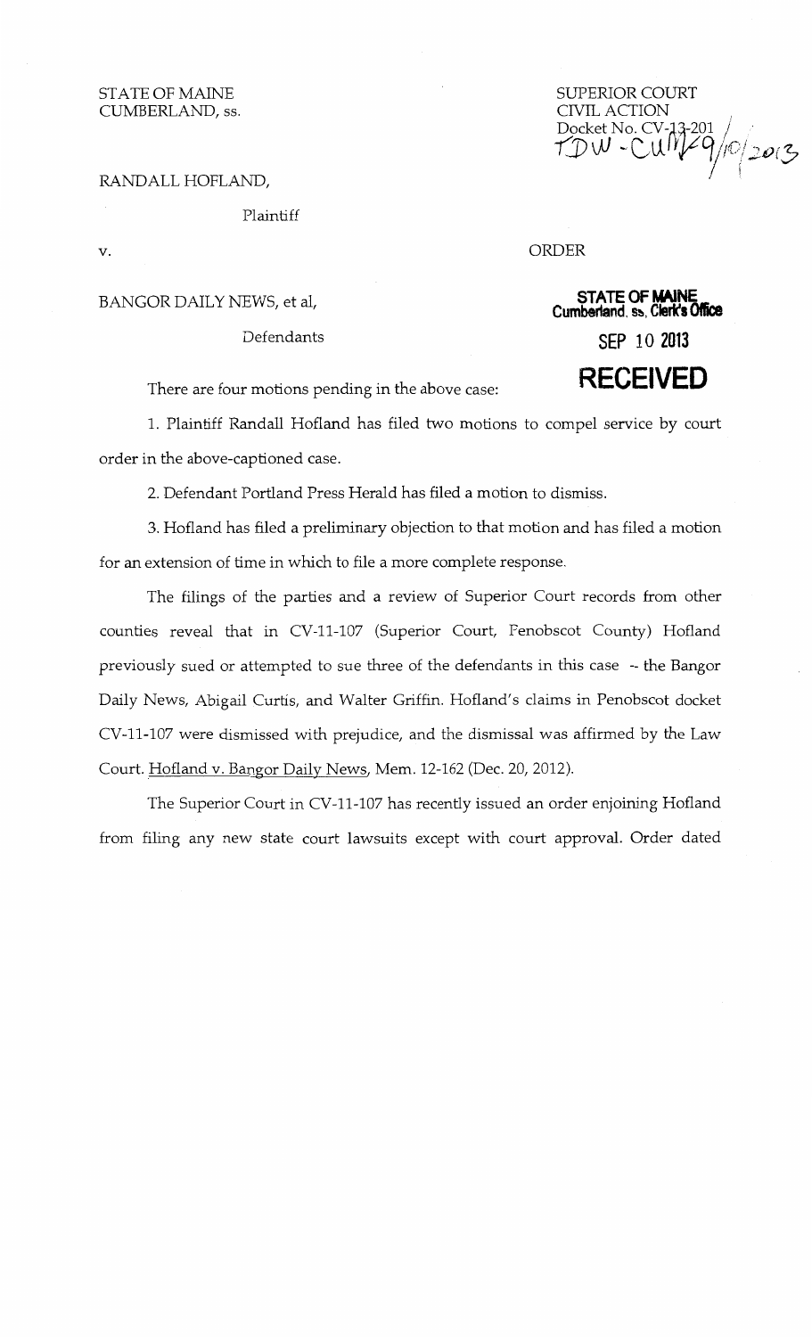STATE OF MAINE
CUMBERLAND, ss.

SUPERIOR COURT
CIVIL ACTION
Docket No. CV-13-201
TDW - CUM - 9/10/2013

RANDALL HOFLAND,

Plaintiff

v.

ORDER

BANGOR DAILY NEWS, et al,

Defendants

STATE OF MAINE
Cumberland, ss, Clerk's Office
SEP 10 2013
RECEIVED

There are four motions pending in the above case:

1. Plaintiff Randall Hofland has filed two motions to compel service by court order in the above-captioned case.

2. Defendant Portland Press Herald has filed a motion to dismiss.

3. Hofland has filed a preliminary objection to that motion and has filed a motion for an extension of time in which to file a more complete response.

The filings of the parties and a review of Superior Court records from other counties reveal that in CV-11-107 (Superior Court, Penobscot County) Hofland previously sued or attempted to sue three of the defendants in this case -- the Bangor Daily News, Abigail Curtis, and Walter Griffin. Hofland's claims in Penobscot docket CV-11-107 were dismissed with prejudice, and the dismissal was affirmed by the Law Court. Hofland v. Bangor Daily News, Mem. 12-162 (Dec. 20, 2012).

The Superior Court in CV-11-107 has recently issued an order enjoining Hofland from filing any new state court lawsuits except with court approval. Order dated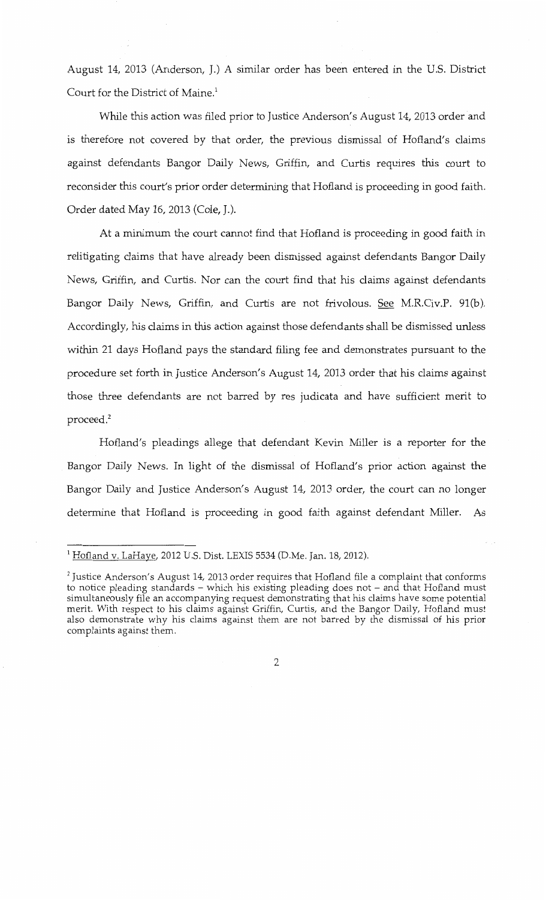August 14, 2013 (Anderson, J.) A similar order has been entered in the U.S. District Court for the District of Maine.[1]

While this action was filed prior to Justice Anderson's August 14, 2013 order and is therefore not covered by that order, the previous dismissal of Hofland's claims against defendants Bangor Daily News, Griffin, and Curtis requires this court to reconsider this court's prior order determining that Hofland is proceeding in good faith. Order dated May 16, 2013 (Cole, J.).

At a minimum the court cannot find that Hofland is proceeding in good faith in relitigating claims that have already been dismissed against defendants Bangor Daily News, Griffin, and Curtis. Nor can the court find that his claims against defendants Bangor Daily News, Griffin, and Curtis are not frivolous. See M.R.Civ.P. 91(b). Accordingly, his claims in this action against those defendants shall be dismissed unless within 21 days Hofland pays the standard filing fee and demonstrates pursuant to the procedure set forth in Justice Anderson's August 14, 2013 order that his claims against those three defendants are not barred by res judicata and have sufficient merit to proceed.[2]

Hofland's pleadings allege that defendant Kevin Miller is a reporter for the Bangor Daily News. In light of the dismissal of Hofland's prior action against the Bangor Daily and Justice Anderson's August 14, 2013 order, the court can no longer determine that Hofland is proceeding in good faith against defendant Miller. As

---

[1] Hofland v. LaHaye, 2012 U.S. Dist. LEXIS 5534 (D.Me. Jan. 18, 2012).

[2] Justice Anderson's August 14, 2013 order requires that Hofland file a complaint that conforms to notice pleading standards – which his existing pleading does not – and that Hofland must simultaneously file an accompanying request demonstrating that his claims have some potential merit. With respect to his claims against Griffin, Curtis, and the Bangor Daily, Hofland must also demonstrate why his claims against them are not barred by the dismissal of his prior complaints against them.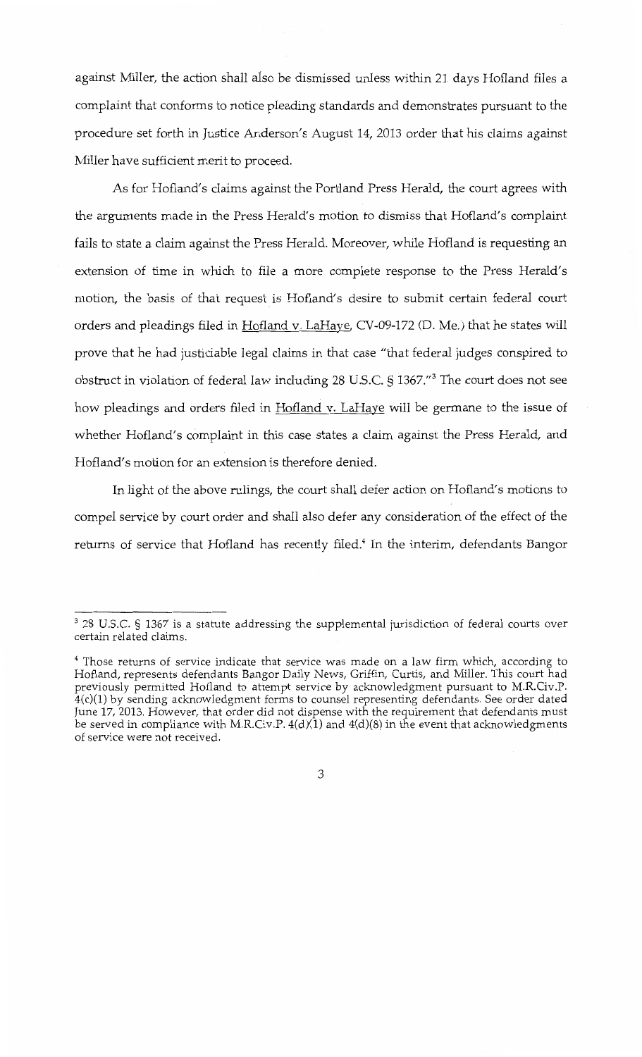against Miller, the action shall also be dismissed unless within 21 days Hofland files a complaint that conforms to notice pleading standards and demonstrates pursuant to the procedure set forth in Justice Anderson's August 14, 2013 order that his claims against Miller have sufficient merit to proceed.

As for Hofland's claims against the Portland Press Herald, the court agrees with the arguments made in the Press Herald's motion to dismiss that Hofland's complaint fails to state a claim against the Press Herald. Moreover, while Hofland is requesting an extension of time in which to file a more complete response to the Press Herald's motion, the basis of that request is Hofland's desire to submit certain federal court orders and pleadings filed in Hofland v. LaHaye, CV-09-172 (D. Me.) that he states will prove that he had justiciable legal claims in that case "that federal judges conspired to obstruct in violation of federal law including 28 U.S.C. § 1367."[3] The court does not see how pleadings and orders filed in Hofland v. LaHaye will be germane to the issue of whether Hofland's complaint in this case states a claim against the Press Herald, and Hofland's motion for an extension is therefore denied.

In light of the above rulings, the court shall defer action on Hofland's motions to compel service by court order and shall also defer any consideration of the effect of the returns of service that Hofland has recently filed.[4] In the interim, defendants Bangor

---

[3] 28 U.S.C. § 1367 is a statute addressing the supplemental jurisdiction of federal courts over certain related claims.

[4] Those returns of service indicate that service was made on a law firm which, according to Hofland, represents defendants Bangor Daily News, Griffin, Curtis, and Miller. This court had previously permitted Hofland to attempt service by acknowledgment pursuant to M.R.Civ.P. 4(c)(1) by sending acknowledgment forms to counsel representing defendants. See order dated June 17, 2013. However, that order did not dispense with the requirement that defendants must be served in compliance with M.R.Civ.P. 4(d)(1) and 4(d)(8) in the event that acknowledgments of service were not received.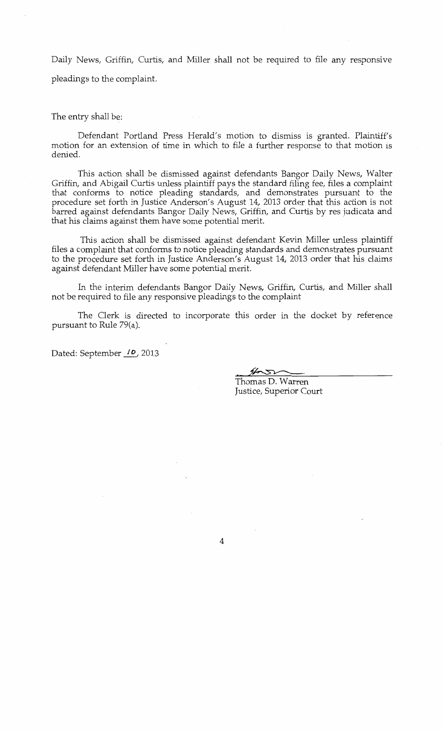Daily News, Griffin, Curtis, and Miller shall not be required to file any responsive pleadings to the complaint.

The entry shall be:

Defendant Portland Press Herald's motion to dismiss is granted. Plaintiff's motion for an extension of time in which to file a further response to that motion is denied.

This action shall be dismissed against defendants Bangor Daily News, Walter Griffin, and Abigail Curtis unless plaintiff pays the standard filing fee, files a complaint that conforms to notice pleading standards, and demonstrates pursuant to the procedure set forth in Justice Anderson's August 14, 2013 order that this action is not barred against defendants Bangor Daily News, Griffin, and Curtis by res judicata and that his claims against them have some potential merit.

This action shall be dismissed against defendant Kevin Miller unless plaintiff files a complaint that conforms to notice pleading standards and demonstrates pursuant to the procedure set forth in Justice Anderson's August 14, 2013 order that his claims against defendant Miller have some potential merit.

In the interim defendants Bangor Daily News, Griffin, Curtis, and Miller shall not be required to file any responsive pleadings to the complaint

The Clerk is directed to incorporate this order in the docket by reference pursuant to Rule 79(a).

Dated: September 10, 2013

Thomas D. Warren
Justice, Superior Court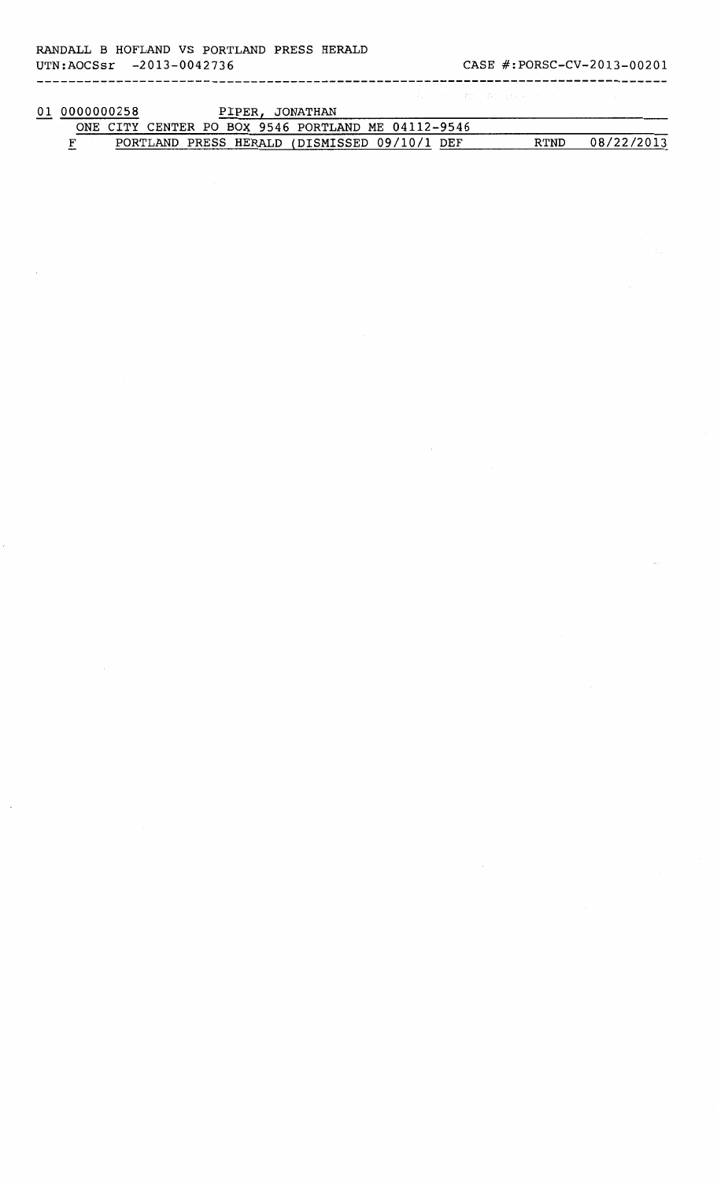RANDALL B HOFLAND VS PORTLAND PRESS HERALD
UTN:AOCSsr -2013-0042736

CASE #:PORSC-CV-2013-00201

---

01 0000000258 PIPER, JONATHAN

ONE CITY CENTER PO BOX 9546 PORTLAND ME 04112-9546

F PORTLAND PRESS HERALD (DISMISSED 09/10/1 DEF RTND 08/22/2013